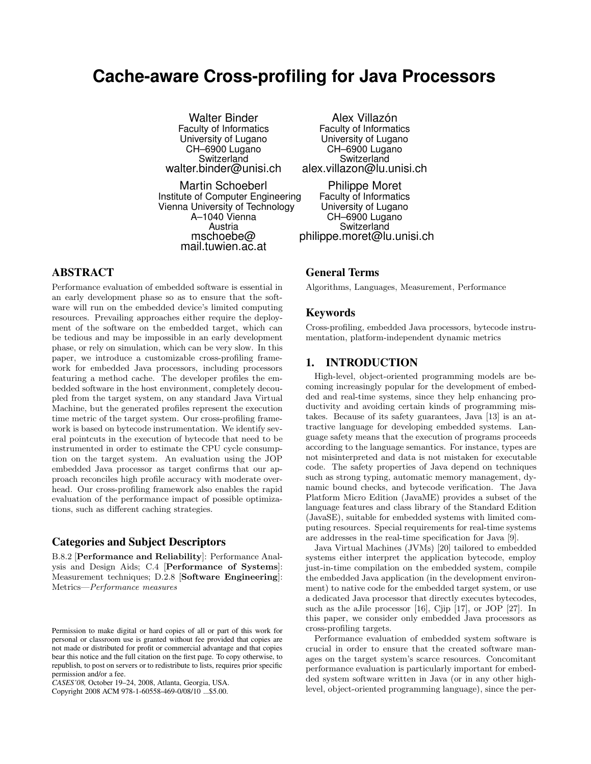# Cache-aware Cross-profiling for Java Processors

Walter Binder
Faculty of Informatics
University of Lugano
CH–6900 Lugano
Switzerland
walter.binder@unisi.ch

Alex Villazón
Faculty of Informatics
University of Lugano
CH–6900 Lugano
Switzerland
alex.villazon@lu.unisi.ch

Martin Schoeberl
Institute of Computer Engineering
Vienna University of Technology
A–1040 Vienna
Austria
mschoebe@mail.tuwien.ac.at

Philippe Moret
Faculty of Informatics
University of Lugano
CH–6900 Lugano
Switzerland
philippe.moret@lu.unisi.ch

## ABSTRACT

Performance evaluation of embedded software is essential in an early development phase so as to ensure that the software will run on the embedded device's limited computing resources. Prevailing approaches either require the deployment of the software on the embedded target, which can be tedious and may be impossible in an early development phase, or rely on simulation, which can be very slow. In this paper, we introduce a customizable cross-profiling framework for embedded Java processors, including processors featuring a method cache. The developer profiles the embedded software in the host environment, completely decoupled from the target system, on any standard Java Virtual Machine, but the generated profiles represent the execution time metric of the target system. Our cross-profiling framework is based on bytecode instrumentation. We identify several pointcuts in the execution of bytecode that need to be instrumented in order to estimate the CPU cycle consumption on the target system. An evaluation using the JOP embedded Java processor as target confirms that our approach reconciles high profile accuracy with moderate overhead. Our cross-profiling framework also enables the rapid evaluation of the performance impact of possible optimizations, such as different caching strategies.

## Categories and Subject Descriptors

B.8.2 [**Performance and Reliability**]: Performance Analysis and Design Aids; C.4 [**Performance of Systems**]: Measurement techniques; D.2.8 [**Software Engineering**]: Metrics—*Performance measures*

## General Terms

Algorithms, Languages, Measurement, Performance

## Keywords

Cross-profiling, embedded Java processors, bytecode instrumentation, platform-independent dynamic metrics

## 1. INTRODUCTION

High-level, object-oriented programming models are becoming increasingly popular for the development of embedded and real-time systems, since they help enhancing productivity and avoiding certain kinds of programming mistakes. Because of its safety guarantees, Java [13] is an attractive language for developing embedded systems. Language safety means that the execution of programs proceeds according to the language semantics. For instance, types are not misinterpreted and data is not mistaken for executable code. The safety properties of Java depend on techniques such as strong typing, automatic memory management, dynamic bound checks, and bytecode verification. The Java Platform Micro Edition (JavaME) provides a subset of the language features and class library of the Standard Edition (JavaSE), suitable for embedded systems with limited computing resources. Special requirements for real-time systems are addresses in the real-time specification for Java [9].

Java Virtual Machines (JVMs) [20] tailored to embedded systems either interpret the application bytecode, employ just-in-time compilation on the embedded system, compile the embedded Java application (in the development environment) to native code for the embedded target system, or use a dedicated Java processor that directly executes bytecodes, such as the aJile processor [16], Cjip [17], or JOP [27]. In this paper, we consider only embedded Java processors as cross-profiling targets.

Performance evaluation of embedded system software is crucial in order to ensure that the created software manages on the target system's scarce resources. Concomitant performance evaluation is particularly important for embedded system software written in Java (or in any other high-level, object-oriented programming language), since the per-

Permission to make digital or hard copies of all or part of this work for personal or classroom use is granted without fee provided that copies are not made or distributed for profit or commercial advantage and that copies bear this notice and the full citation on the first page. To copy otherwise, to republish, to post on servers or to redistribute to lists, requires prior specific permission and/or a fee.
*CASES'08,* October 19–24, 2008, Atlanta, Georgia, USA.
Copyright 2008 ACM 978-1-60558-469-0/08/10 ...$5.00.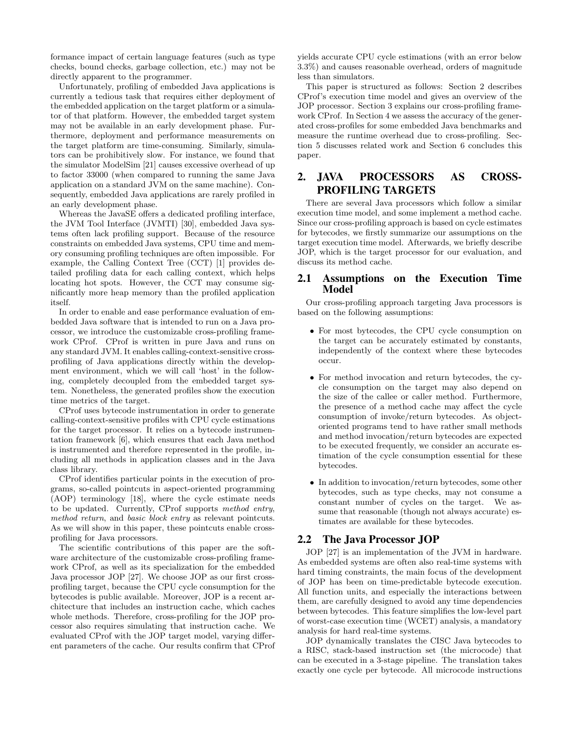formance impact of certain language features (such as type checks, bound checks, garbage collection, etc.) may not be directly apparent to the programmer.

Unfortunately, profiling of embedded Java applications is currently a tedious task that requires either deployment of the embedded application on the target platform or a simulator of that platform. However, the embedded target system may not be available in an early development phase. Furthermore, deployment and performance measurements on the target platform are time-consuming. Similarly, simulators can be prohibitively slow. For instance, we found that the simulator ModelSim [21] causes excessive overhead of up to factor 33000 (when compared to running the same Java application on a standard JVM on the same machine). Consequently, embedded Java applications are rarely profiled in an early development phase.

Whereas the JavaSE offers a dedicated profiling interface, the JVM Tool Interface (JVMTI) [30], embedded Java systems often lack profiling support. Because of the resource constraints on embedded Java systems, CPU time and memory consuming profiling techniques are often impossible. For example, the Calling Context Tree (CCT) [1] provides detailed profiling data for each calling context, which helps locating hot spots. However, the CCT may consume significantly more heap memory than the profiled application itself.

In order to enable and ease performance evaluation of embedded Java software that is intended to run on a Java processor, we introduce the customizable cross-profiling framework CProf. CProf is written in pure Java and runs on any standard JVM. It enables calling-context-sensitive cross-profiling of Java applications directly within the development environment, which we will call 'host' in the following, completely decoupled from the embedded target system. Nonetheless, the generated profiles show the execution time metrics of the target.

CProf uses bytecode instrumentation in order to generate calling-context-sensitive profiles with CPU cycle estimations for the target processor. It relies on a bytecode instrumentation framework [6], which ensures that each Java method is instrumented and therefore represented in the profile, including all methods in application classes and in the Java class library.

CProf identifies particular points in the execution of programs, so-called pointcuts in aspect-oriented programming (AOP) terminology [18], where the cycle estimate needs to be updated. Currently, CProf supports *method entry*, *method return*, and *basic block entry* as relevant pointcuts. As we will show in this paper, these pointcuts enable cross-profiling for Java processors.

The scientific contributions of this paper are the software architecture of the customizable cross-profiling framework CProf, as well as its specialization for the embedded Java processor JOP [27]. We choose JOP as our first cross-profiling target, because the CPU cycle consumption for the bytecodes is public available. Moreover, JOP is a recent architecture that includes an instruction cache, which caches whole methods. Therefore, cross-profiling for the JOP processor also requires simulating that instruction cache. We evaluated CProf with the JOP target model, varying different parameters of the cache. Our results confirm that CProf yields accurate CPU cycle estimations (with an error below 3.3%) and causes reasonable overhead, orders of magnitude less than simulators.

This paper is structured as follows: Section 2 describes CProf's execution time model and gives an overview of the JOP processor. Section 3 explains our cross-profiling framework CProf. In Section 4 we assess the accuracy of the generated cross-profiles for some embedded Java benchmarks and measure the runtime overhead due to cross-profiling. Section 5 discusses related work and Section 6 concludes this paper.

## 2. JAVA PROCESSORS AS CROSS-PROFILING TARGETS

There are several Java processors which follow a similar execution time model, and some implement a method cache. Since our cross-profiling approach is based on cycle estimates for bytecodes, we firstly summarize our assumptions on the target execution time model. Afterwards, we briefly describe JOP, which is the target processor for our evaluation, and discuss its method cache.

### 2.1 Assumptions on the Execution Time Model

Our cross-profiling approach targeting Java processors is based on the following assumptions:

- For most bytecodes, the CPU cycle consumption on the target can be accurately estimated by constants, independently of the context where these bytecodes occur.
- For method invocation and return bytecodes, the cycle consumption on the target may also depend on the size of the callee or caller method. Furthermore, the presence of a method cache may affect the cycle consumption of invoke/return bytecodes. As object-oriented programs tend to have rather small methods and method invocation/return bytecodes are expected to be executed frequently, we consider an accurate estimation of the cycle consumption essential for these bytecodes.
- In addition to invocation/return bytecodes, some other bytecodes, such as type checks, may not consume a constant number of cycles on the target. We assume that reasonable (though not always accurate) estimates are available for these bytecodes.

### 2.2 The Java Processor JOP

JOP [27] is an implementation of the JVM in hardware. As embedded systems are often also real-time systems with hard timing constraints, the main focus of the development of JOP has been on time-predictable bytecode execution. All function units, and especially the interactions between them, are carefully designed to avoid any time dependencies between bytecodes. This feature simplifies the low-level part of worst-case execution time (WCET) analysis, a mandatory analysis for hard real-time systems.

JOP dynamically translates the CISC Java bytecodes to a RISC, stack-based instruction set (the microcode) that can be executed in a 3-stage pipeline. The translation takes exactly one cycle per bytecode. All microcode instructions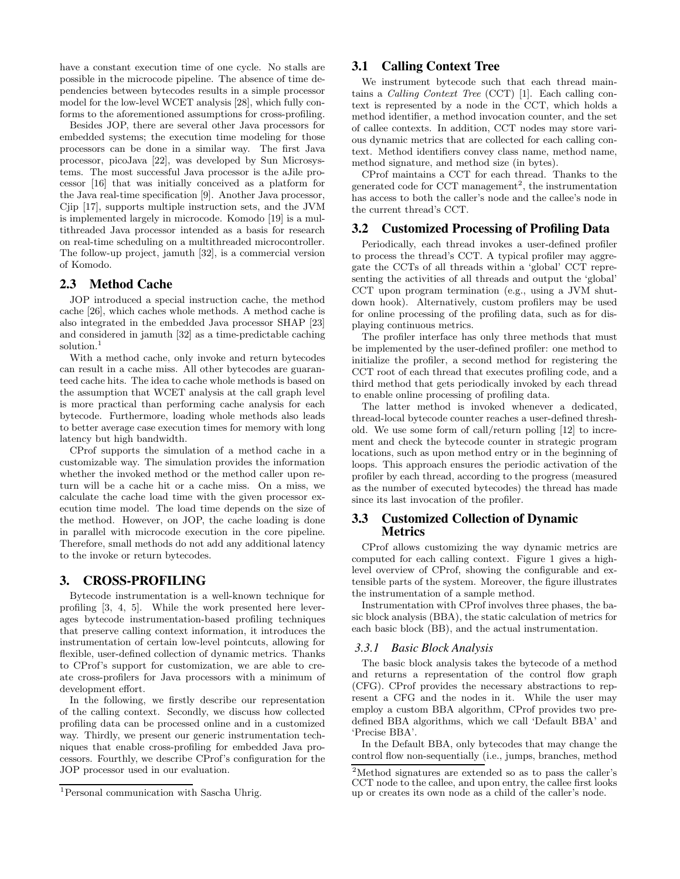have a constant execution time of one cycle. No stalls are possible in the microcode pipeline. The absence of time dependencies between bytecodes results in a simple processor model for the low-level WCET analysis [28], which fully conforms to the aforementioned assumptions for cross-profiling.

Besides JOP, there are several other Java processors for embedded systems; the execution time modeling for those processors can be done in a similar way. The first Java processor, picoJava [22], was developed by Sun Microsystems. The most successful Java processor is the aJile processor [16] that was initially conceived as a platform for the Java real-time specification [9]. Another Java processor, Cjip [17], supports multiple instruction sets, and the JVM is implemented largely in microcode. Komodo [19] is a multithreaded Java processor intended as a basis for research on real-time scheduling on a multithreaded microcontroller. The follow-up project, jamuth [32], is a commercial version of Komodo.

## 2.3 Method Cache

JOP introduced a special instruction cache, the method cache [26], which caches whole methods. A method cache is also integrated in the embedded Java processor SHAP [23] and considered in jamuth [32] as a time-predictable caching solution.[1]

With a method cache, only invoke and return bytecodes can result in a cache miss. All other bytecodes are guaranteed cache hits. The idea to cache whole methods is based on the assumption that WCET analysis at the call graph level is more practical than performing cache analysis for each bytecode. Furthermore, loading whole methods also leads to better average case execution times for memory with long latency but high bandwidth.

CProf supports the simulation of a method cache in a customizable way. The simulation provides the information whether the invoked method or the method caller upon return will be a cache hit or a cache miss. On a miss, we calculate the cache load time with the given processor execution time model. The load time depends on the size of the method. However, on JOP, the cache loading is done in parallel with microcode execution in the core pipeline. Therefore, small methods do not add any additional latency to the invoke or return bytecodes.

# 3. CROSS-PROFILING

Bytecode instrumentation is a well-known technique for profiling [3, 4, 5]. While the work presented here leverages bytecode instrumentation-based profiling techniques that preserve calling context information, it introduces the instrumentation of certain low-level pointcuts, allowing for flexible, user-defined collection of dynamic metrics. Thanks to CProf's support for customization, we are able to create cross-profilers for Java processors with a minimum of development effort.

In the following, we firstly describe our representation of the calling context. Secondly, we discuss how collected profiling data can be processed online and in a customized way. Thirdly, we present our generic instrumentation techniques that enable cross-profiling for embedded Java processors. Fourthly, we describe CProf's configuration for the JOP processor used in our evaluation.

[1] Personal communication with Sascha Uhrig.

## 3.1 Calling Context Tree

We instrument bytecode such that each thread maintains a *Calling Context Tree* (CCT) [1]. Each calling context is represented by a node in the CCT, which holds a method identifier, a method invocation counter, and the set of callee contexts. In addition, CCT nodes may store various dynamic metrics that are collected for each calling context. Method identifiers convey class name, method name, method signature, and method size (in bytes).

CProf maintains a CCT for each thread. Thanks to the generated code for CCT management[2], the instrumentation has access to both the caller's node and the callee's node in the current thread's CCT.

## 3.2 Customized Processing of Profiling Data

Periodically, each thread invokes a user-defined profiler to process the thread's CCT. A typical profiler may aggregate the CCTs of all threads within a 'global' CCT representing the activities of all threads and output the 'global' CCT upon program termination (e.g., using a JVM shutdown hook). Alternatively, custom profilers may be used for online processing of the profiling data, such as for displaying continuous metrics.

The profiler interface has only three methods that must be implemented by the user-defined profiler: one method to initialize the profiler, a second method for registering the CCT root of each thread that executes profiling code, and a third method that gets periodically invoked by each thread to enable online processing of profiling data.

The latter method is invoked whenever a dedicated, thread-local bytecode counter reaches a user-defined threshold. We use some form of call/return polling [12] to increment and check the bytecode counter in strategic program locations, such as upon method entry or in the beginning of loops. This approach ensures the periodic activation of the profiler by each thread, according to the progress (measured as the number of executed bytecodes) the thread has made since its last invocation of the profiler.

## 3.3 Customized Collection of Dynamic Metrics

CProf allows customizing the way dynamic metrics are computed for each calling context. Figure 1 gives a high-level overview of CProf, showing the configurable and extensible parts of the system. Moreover, the figure illustrates the instrumentation of a sample method.

Instrumentation with CProf involves three phases, the basic block analysis (BBA), the static calculation of metrics for each basic block (BB), and the actual instrumentation.

### 3.3.1 Basic Block Analysis

The basic block analysis takes the bytecode of a method and returns a representation of the control flow graph (CFG). CProf provides the necessary abstractions to represent a CFG and the nodes in it. While the user may employ a custom BBA algorithm, CProf provides two predefined BBA algorithms, which we call 'Default BBA' and 'Precise BBA'.

In the Default BBA, only bytecodes that may change the control flow non-sequentially (i.e., jumps, branches, method

[2] Method signatures are extended so as to pass the caller's CCT node to the callee, and upon entry, the callee first looks up or creates its own node as a child of the caller's node.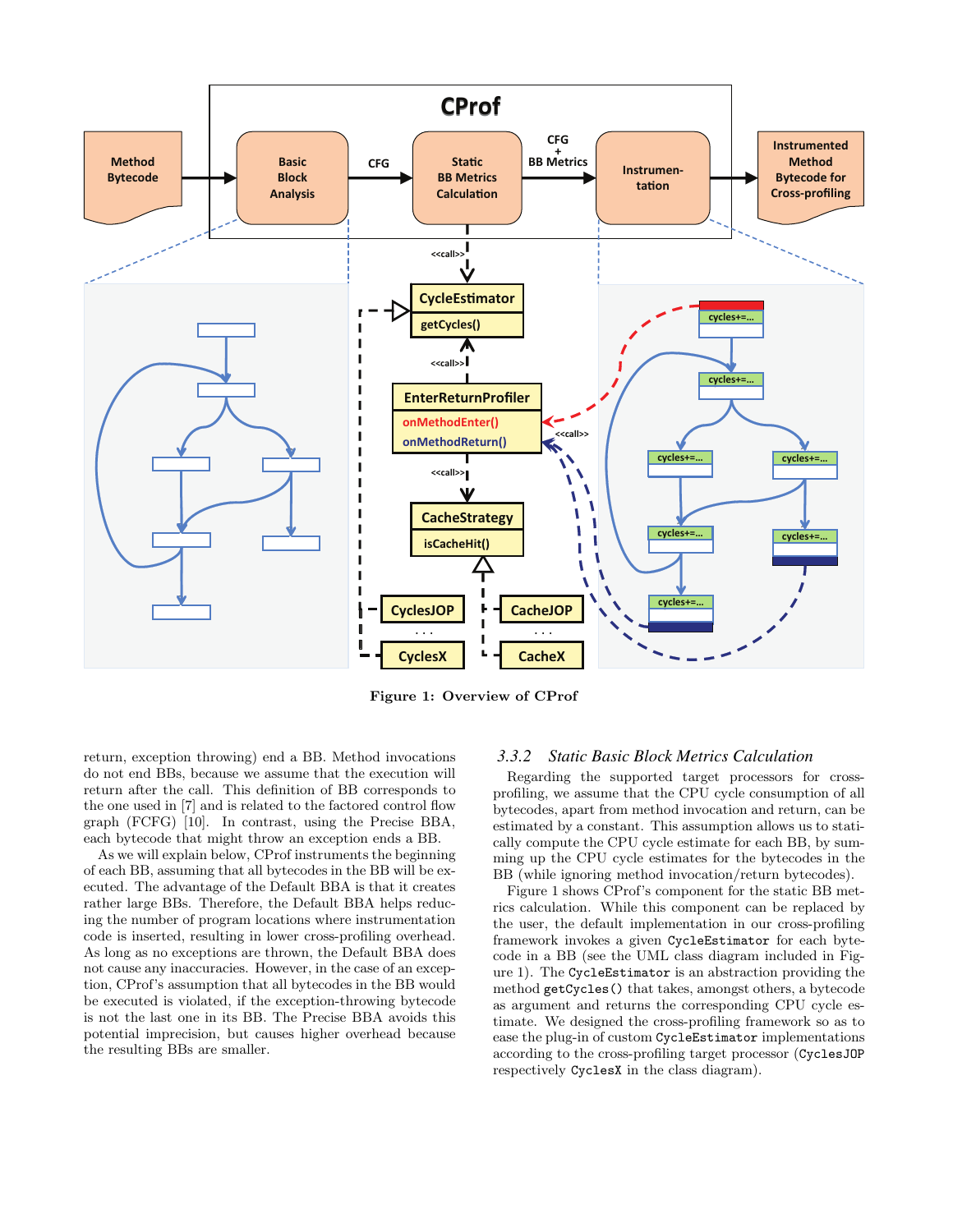CProf

Method Bytecode

Basic Block Analysis

CFG

Static BB Metrics Calculation

CFG + BB Metrics

Instrumentation

Instrumented Method Bytecode for Cross-profiling

<<call>>

CycleEstimator

getCycles()

<<call>>

EnterReturnProfiler

onMethodEnter()

onMethodReturn()

<<call>>

<<call>>

CacheStrategy

isCacheHit()

CyclesJOP

. . .

CyclesX

CacheJOP

. . .

CacheX

cycles+=...

**Figure 1: Overview of CProf**

return, exception throwing) end a BB. Method invocations do not end BBs, because we assume that the execution will return after the call. This definition of BB corresponds to the one used in [7] and is related to the factored control flow graph (FCFG) [10]. In contrast, using the Precise BBA, each bytecode that might throw an exception ends a BB.

As we will explain below, CProf instruments the beginning of each BB, assuming that all bytecodes in the BB will be executed. The advantage of the Default BBA is that it creates rather large BBs. Therefore, the Default BBA helps reducing the number of program locations where instrumentation code is inserted, resulting in lower cross-profiling overhead. As long as no exceptions are thrown, the Default BBA does not cause any inaccuracies. However, in the case of an exception, CProf's assumption that all bytecodes in the BB would be executed is violated, if the exception-throwing bytecode is not the last one in its BB. The Precise BBA avoids this potential imprecision, but causes higher overhead because the resulting BBs are smaller.

### 3.3.2 *Static Basic Block Metrics Calculation*

Regarding the supported target processors for cross-profiling, we assume that the CPU cycle consumption of all bytecodes, apart from method invocation and return, can be estimated by a constant. This assumption allows us to statically compute the CPU cycle estimate for each BB, by summing up the CPU cycle estimates for the bytecodes in the BB (while ignoring method invocation/return bytecodes).

Figure 1 shows CProf's component for the static BB metrics calculation. While this component can be replaced by the user, the default implementation in our cross-profiling framework invokes a given `CycleEstimator` for each bytecode in a BB (see the UML class diagram included in Figure 1). The `CycleEstimator` is an abstraction providing the method `getCycles()` that takes, amongst others, a bytecode as argument and returns the corresponding CPU cycle estimate. We designed the cross-profiling framework so as to ease the plug-in of custom `CycleEstimator` implementations according to the cross-profiling target processor (`CyclesJOP` respectively `CyclesX` in the class diagram).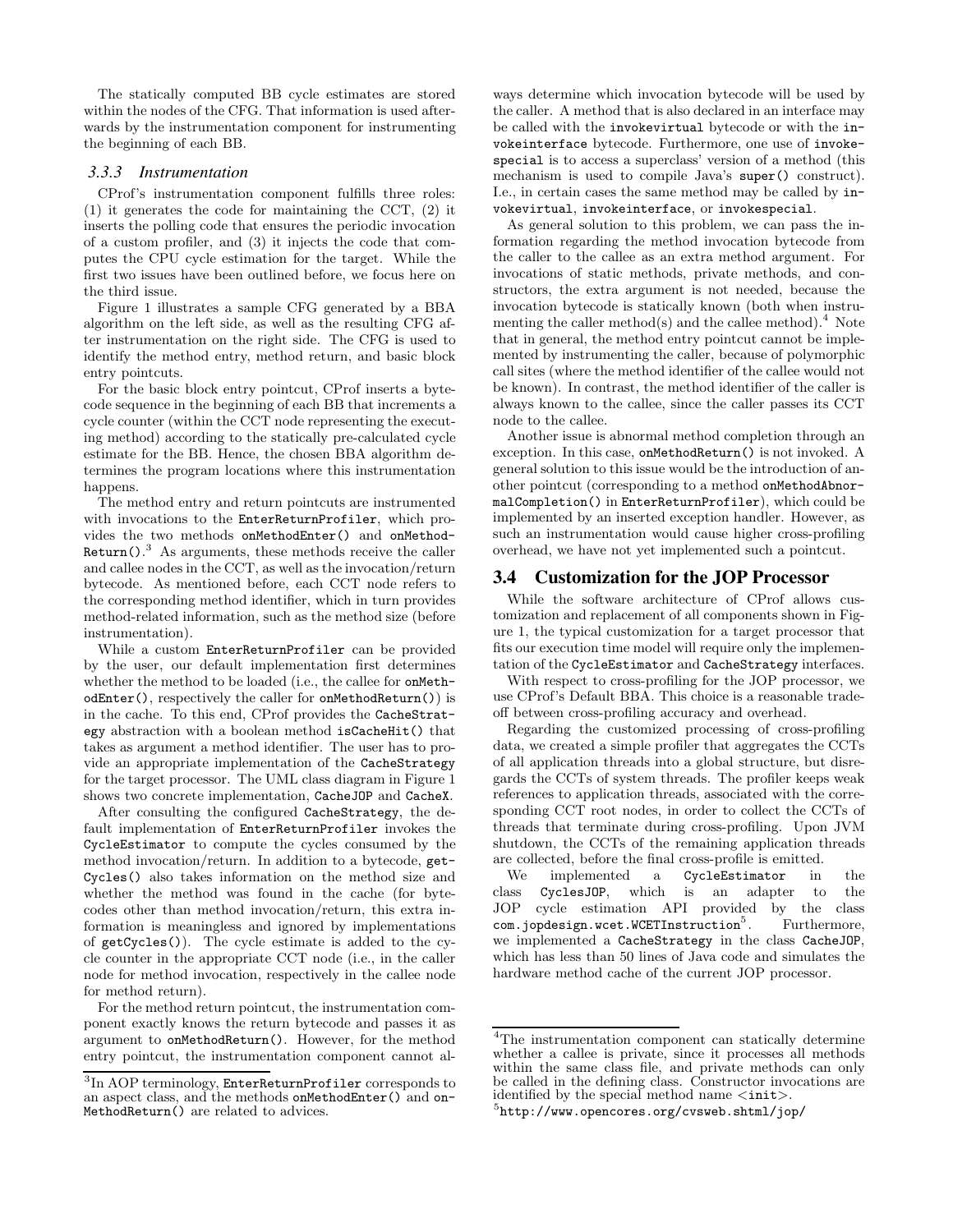The statically computed BB cycle estimates are stored within the nodes of the CFG. That information is used afterwards by the instrumentation component for instrumenting the beginning of each BB.

#### 3.3.3 Instrumentation

CProf's instrumentation component fulfills three roles: (1) it generates the code for maintaining the CCT, (2) it inserts the polling code that ensures the periodic invocation of a custom profiler, and (3) it injects the code that computes the CPU cycle estimation for the target. While the first two issues have been outlined before, we focus here on the third issue.

Figure 1 illustrates a sample CFG generated by a BBA algorithm on the left side, as well as the resulting CFG after instrumentation on the right side. The CFG is used to identify the method entry, method return, and basic block entry pointcuts.

For the basic block entry pointcut, CProf inserts a bytecode sequence in the beginning of each BB that increments a cycle counter (within the CCT node representing the executing method) according to the statically pre-calculated cycle estimate for the BB. Hence, the chosen BBA algorithm determines the program locations where this instrumentation happens.

The method entry and return pointcuts are instrumented with invocations to the `EnterReturnProfiler`, which provides the two methods `onMethodEnter()` and `onMethodReturn()`.[3] As arguments, these methods receive the caller and callee nodes in the CCT, as well as the invocation/return bytecode. As mentioned before, each CCT node refers to the corresponding method identifier, which in turn provides method-related information, such as the method size (before instrumentation).

While a custom `EnterReturnProfiler` can be provided by the user, our default implementation first determines whether the method to be loaded (i.e., the callee for `onMethodEnter()`, respectively the caller for `onMethodReturn()`) is in the cache. To this end, CProf provides the `CacheStrategy` abstraction with a boolean method `isCacheHit()` that takes as argument a method identifier. The user has to provide an appropriate implementation of the `CacheStrategy` for the target processor. The UML class diagram in Figure 1 shows two concrete implementation, `CacheJOP` and `CacheX`.

After consulting the configured `CacheStrategy`, the default implementation of `EnterReturnProfiler` invokes the `CycleEstimator` to compute the cycles consumed by the method invocation/return. In addition to a bytecode, `getCycles()` also takes information on the method size and whether the method was found in the cache (for bytecodes other than method invocation/return, this extra information is meaningless and ignored by implementations of `getCycles()`). The cycle estimate is added to the cycle counter in the appropriate CCT node (i.e., in the caller node for method invocation, respectively in the callee node for method return).

For the method return pointcut, the instrumentation component exactly knows the return bytecode and passes it as argument to `onMethodReturn()`. However, for the method entry pointcut, the instrumentation component cannot always determine which invocation bytecode will be used by the caller. A method that is also declared in an interface may be called with the `invokevirtual` bytecode or with the `invokeinterface` bytecode. Furthermore, one use of `invokespecial` is to access a superclass' version of a method (this mechanism is used to compile Java's `super()` construct). I.e., in certain cases the same method may be called by `invokevirtual`, `invokeinterface`, or `invokespecial`.

As general solution to this problem, we can pass the information regarding the method invocation bytecode from the caller to the callee as an extra method argument. For invocations of static methods, private methods, and constructors, the extra argument is not needed, because the invocation bytecode is statically known (both when instrumenting the caller method(s) and the callee method).[4] Note that in general, the method entry pointcut cannot be implemented by instrumenting the caller, because of polymorphic call sites (where the method identifier of the callee would not be known). In contrast, the method identifier of the caller is always known to the callee, since the caller passes its CCT node to the callee.

Another issue is abnormal method completion through an exception. In this case, `onMethodReturn()` is not invoked. A general solution to this issue would be the introduction of another pointcut (corresponding to a method `onMethodAbnormalCompletion()` in `EnterReturnProfiler`), which could be implemented by an inserted exception handler. However, as such an instrumentation would cause higher cross-profiling overhead, we have not yet implemented such a pointcut.

## 3.4 Customization for the JOP Processor

While the software architecture of CProf allows customization and replacement of all components shown in Figure 1, the typical customization for a target processor that fits our execution time model will require only the implementation of the `CycleEstimator` and `CacheStrategy` interfaces.

With respect to cross-profiling for the JOP processor, we use CProf's Default BBA. This choice is a reasonable tradeoff between cross-profiling accuracy and overhead.

Regarding the customized processing of cross-profiling data, we created a simple profiler that aggregates the CCTs of all application threads into a global structure, but disregards the CCTs of system threads. The profiler keeps weak references to application threads, associated with the corresponding CCT root nodes, in order to collect the CCTs of threads that terminate during cross-profiling. Upon JVM shutdown, the CCTs of the remaining application threads are collected, before the final cross-profile is emitted.

We implemented a `CycleEstimator` in the class `CyclesJOP`, which is an adapter to the JOP cycle estimation API provided by the class `com.jopdesign.wcet.WCETInstruction`[5]. Furthermore, we implemented a `CacheStrategy` in the class `CacheJOP`, which has less than 50 lines of Java code and simulates the hardware method cache of the current JOP processor.

---

[3] In AOP terminology, `EnterReturnProfiler` corresponds to an aspect class, and the methods `onMethodEnter()` and `onMethodReturn()` are related to advices.

[4] The instrumentation component can statically determine whether a callee is private, since it processes all methods within the same class file, and private methods can only be called in the defining class. Constructor invocations are identified by the special method name `<init>`.

[5] `http://www.opencores.org/cvsweb.shtml/jop/`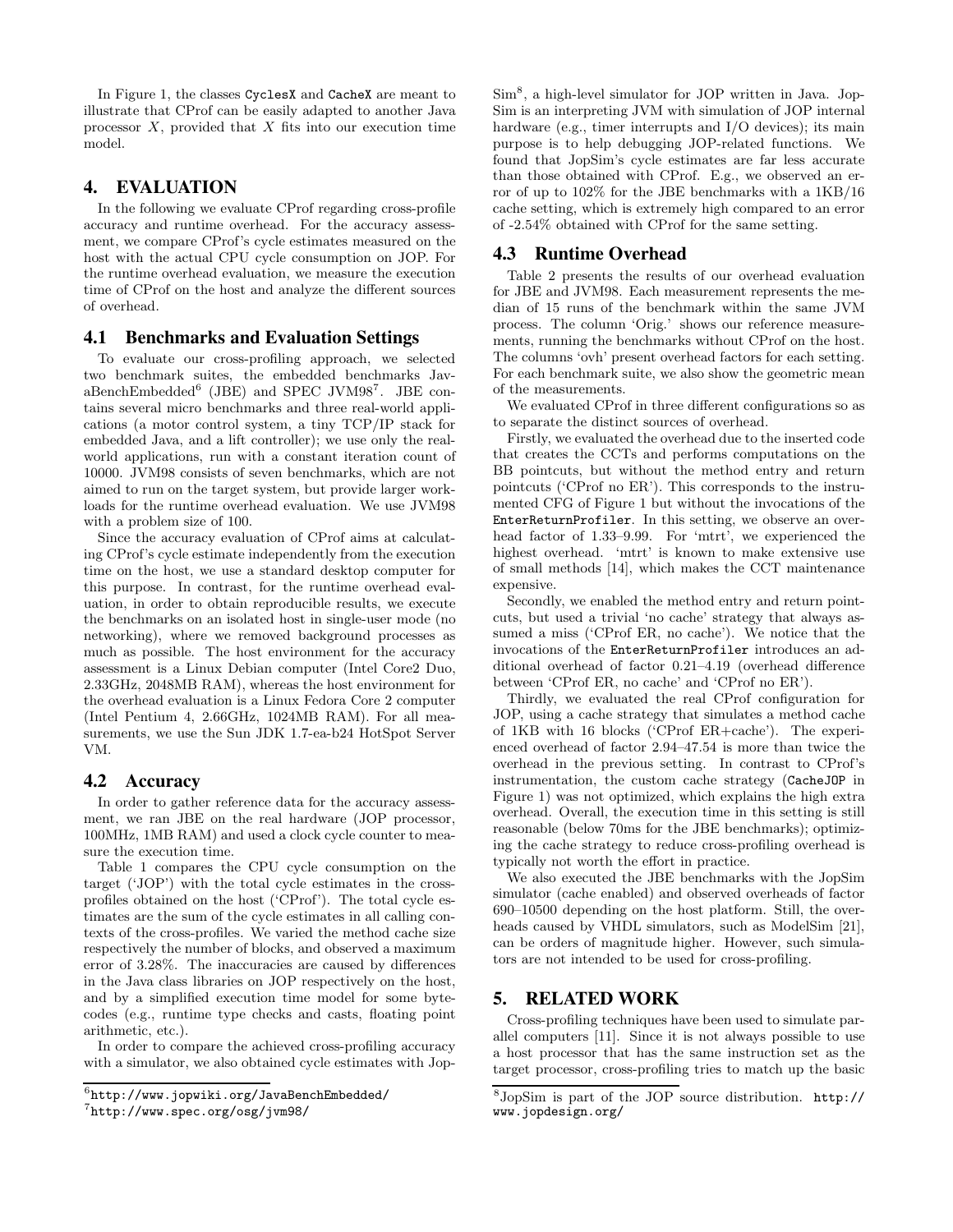In Figure 1, the classes `CyclesX` and `CacheX` are meant to illustrate that CProf can be easily adapted to another Java processor $X$, provided that $X$ fits into our execution time model.

## 4. EVALUATION

In the following we evaluate CProf regarding cross-profile accuracy and runtime overhead. For the accuracy assessment, we compare CProf's cycle estimates measured on the host with the actual CPU cycle consumption on JOP. For the runtime overhead evaluation, we measure the execution time of CProf on the host and analyze the different sources of overhead.

### 4.1 Benchmarks and Evaluation Settings

To evaluate our cross-profiling approach, we selected two benchmark suites, the embedded benchmarks JavaBenchEmbedded[6] (JBE) and SPEC JVM98[7]. JBE contains several micro benchmarks and three real-world applications (a motor control system, a tiny TCP/IP stack for embedded Java, and a lift controller); we use only the real-world applications, run with a constant iteration count of 10000. JVM98 consists of seven benchmarks, which are not aimed to run on the target system, but provide larger workloads for the runtime overhead evaluation. We use JVM98 with a problem size of 100.

Since the accuracy evaluation of CProf aims at calculating CProf's cycle estimate independently from the execution time on the host, we use a standard desktop computer for this purpose. In contrast, for the runtime overhead evaluation, in order to obtain reproducible results, we execute the benchmarks on an isolated host in single-user mode (no networking), where we removed background processes as much as possible. The host environment for the accuracy assessment is a Linux Debian computer (Intel Core2 Duo, 2.33GHz, 2048MB RAM), whereas the host environment for the overhead evaluation is a Linux Fedora Core 2 computer (Intel Pentium 4, 2.66GHz, 1024MB RAM). For all measurements, we use the Sun JDK 1.7-ea-b24 HotSpot Server VM.

### 4.2 Accuracy

In order to gather reference data for the accuracy assessment, we ran JBE on the real hardware (JOP processor, 100MHz, 1MB RAM) and used a clock cycle counter to measure the execution time.

Table 1 compares the CPU cycle consumption on the target ('JOP') with the total cycle estimates in the cross-profiles obtained on the host ('CProf'). The total cycle estimates are the sum of the cycle estimates in all calling contexts of the cross-profiles. We varied the method cache size respectively the number of blocks, and observed a maximum error of 3.28%. The inaccuracies are caused by differences in the Java class libraries on JOP respectively on the host, and by a simplified execution time model for some bytecodes (e.g., runtime type checks and casts, floating point arithmetic, etc.).

In order to compare the achieved cross-profiling accuracy with a simulator, we also obtained cycle estimates with JopSim[8], a high-level simulator for JOP written in Java. JopSim is an interpreting JVM with simulation of JOP internal hardware (e.g., timer interrupts and I/O devices); its main purpose is to help debugging JOP-related functions. We found that JopSim's cycle estimates are far less accurate than those obtained with CProf. E.g., we observed an error of up to 102% for the JBE benchmarks with a 1KB/16 cache setting, which is extremely high compared to an error of -2.54% obtained with CProf for the same setting.

### 4.3 Runtime Overhead

Table 2 presents the results of our overhead evaluation for JBE and JVM98. Each measurement represents the median of 15 runs of the benchmark within the same JVM process. The column 'Orig.' shows our reference measurements, running the benchmarks without CProf on the host. The columns 'ovh' present overhead factors for each setting. For each benchmark suite, we also show the geometric mean of the measurements.

We evaluated CProf in three different configurations so as to separate the distinct sources of overhead.

Firstly, we evaluated the overhead due to the inserted code that creates the CCTs and performs computations on the BB pointcuts, but without the method entry and return pointcuts ('CProf no ER'). This corresponds to the instrumented CFG of Figure 1 but without the invocations of the `EnterReturnProfiler`. In this setting, we observe an overhead factor of 1.33–9.99. For 'mtrt', we experienced the highest overhead. 'mtrt' is known to make extensive use of small methods [14], which makes the CCT maintenance expensive.

Secondly, we enabled the method entry and return pointcuts, but used a trivial 'no cache' strategy that always assumed a miss ('CProf ER, no cache'). We notice that the invocations of the `EnterReturnProfiler` introduces an additional overhead of factor 0.21–4.19 (overhead difference between 'CProf ER, no cache' and 'CProf no ER').

Thirdly, we evaluated the real CProf configuration for JOP, using a cache strategy that simulates a method cache of 1KB with 16 blocks ('CProf ER+cache'). The experienced overhead of factor 2.94–47.54 is more than twice the overhead in the previous setting. In contrast to CProf's instrumentation, the custom cache strategy (`CacheJOP` in Figure 1) was not optimized, which explains the high extra overhead. Overall, the execution time in this setting is still reasonable (below 70ms for the JBE benchmarks); optimizing the cache strategy to reduce cross-profiling overhead is typically not worth the effort in practice.

We also executed the JBE benchmarks with the JopSim simulator (cache enabled) and observed overheads of factor 690–10500 depending on the host platform. Still, the overheads caused by VHDL simulators, such as ModelSim [21], can be orders of magnitude higher. However, such simulators are not intended to be used for cross-profiling.

## 5. RELATED WORK

Cross-profiling techniques have been used to simulate parallel computers [11]. Since it is not always possible to use a host processor that has the same instruction set as the target processor, cross-profiling tries to match up the basic

[6] http://www.jopwiki.org/JavaBenchEmbedded/

[7] http://www.spec.org/osg/jvm98/

[8] JopSim is part of the JOP source distribution. http://www.jopdesign.org/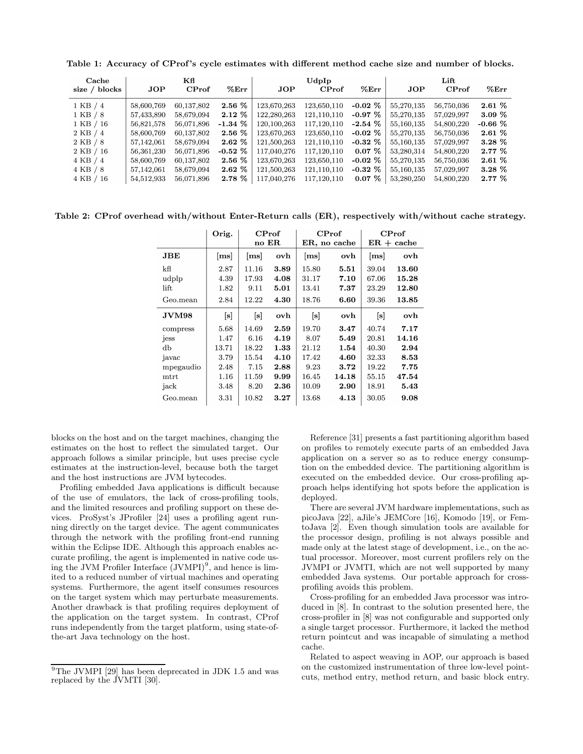**Table 1: Accuracy of CProf's cycle estimates with different method cache size and number of blocks.**

| Cache size / blocks | Kfl | | | UdpIp | | | Lift | | |
|---|---|---|---|---|---|---|---|---|---|
| | JOP | CProf | %Err | JOP | CProf | %Err | JOP | CProf | %Err |
| 1 KB / 4 | 58,600,769 | 60,137,802 | **2.56 %** | 123,670,263 | 123,650,110 | **-0.02 %** | 55,270,135 | 56,750,036 | **2.61 %** |
| 1 KB / 8 | 57,433,890 | 58,679,094 | **2.12 %** | 122,280,263 | 121,110,110 | **-0.97 %** | 55,270,135 | 57,029,997 | **3.09 %** |
| 1 KB / 16 | 56,821,578 | 56,071,896 | **-1.34 %** | 120,100,263 | 117,120,110 | **-2.54 %** | 55,160,135 | 54,800,220 | **-0.66 %** |
| 2 KB / 4 | 58,600,769 | 60,137,802 | **2.56 %** | 123,670,263 | 123,650,110 | **-0.02 %** | 55,270,135 | 56,750,036 | **2.61 %** |
| 2 KB / 8 | 57,142,061 | 58,679,094 | **2.62 %** | 121,500,263 | 121,110,110 | **-0.32 %** | 55,160,135 | 57,029,997 | **3.28 %** |
| 2 KB / 16 | 56,361,230 | 56,071,896 | **-0.52 %** | 117,040,276 | 117,120,110 | **0.07 %** | 53,280,314 | 54,800,220 | **2.77 %** |
| 4 KB / 4 | 58,600,769 | 60,137,802 | **2.56 %** | 123,670,263 | 123,650,110 | **-0.02 %** | 55,270,135 | 56,750,036 | **2.61 %** |
| 4 KB / 8 | 57,142,061 | 58,679,094 | **2.62 %** | 121,500,263 | 121,110,110 | **-0.32 %** | 55,160,135 | 57,029,997 | **3.28 %** |
| 4 KB / 16 | 54,512,933 | 56,071,896 | **2.78 %** | 117,040,276 | 117,120,110 | **0.07 %** | 53,280,250 | 54,800,220 | **2.77 %** |

**Table 2: CProf overhead with/without Enter-Return calls (ER), respectively with/without cache strategy.**

| | Orig. | CProf no ER | | CProf ER, no cache | | CProf ER + cache | |
|---|---|---|---|---|---|---|---|
| **JBE** | [ms] | [ms] | ovh | [ms] | ovh | [ms] | ovh |
| kfl | 2.87 | 11.16 | **3.89** | 15.80 | **5.51** | 39.04 | **13.60** |
| udplp | 4.39 | 17.93 | **4.08** | 31.17 | **7.10** | 67.06 | **15.28** |
| lift | 1.82 | 9.11 | **5.01** | 13.41 | **7.37** | 23.29 | **12.80** |
| Geo.mean | 2.84 | 12.22 | **4.30** | 18.76 | **6.60** | 39.36 | **13.85** |
| **JVM98** | [s] | [s] | ovh | [s] | ovh | [s] | ovh |
| compress | 5.68 | 14.69 | **2.59** | 19.70 | **3.47** | 40.74 | **7.17** |
| jess | 1.47 | 6.16 | **4.19** | 8.07 | **5.49** | 20.81 | **14.16** |
| db | 13.71 | 18.22 | **1.33** | 21.12 | **1.54** | 40.30 | **2.94** |
| javac | 3.79 | 15.54 | **4.10** | 17.42 | **4.60** | 32.33 | **8.53** |
| mpegaudio | 2.48 | 7.15 | **2.88** | 9.23 | **3.72** | 19.22 | **7.75** |
| mtrt | 1.16 | 11.59 | **9.99** | 16.45 | **14.18** | 55.15 | **47.54** |
| jack | 3.48 | 8.20 | **2.36** | 10.09 | **2.90** | 18.91 | **5.43** |
| Geo.mean | 3.31 | 10.82 | **3.27** | 13.68 | **4.13** | 30.05 | **9.08** |

blocks on the host and on the target machines, changing the estimates on the host to reflect the simulated target. Our approach follows a similar principle, but uses precise cycle estimates at the instruction-level, because both the target and the host instructions are JVM bytecodes.

Profiling embedded Java applications is difficult because of the use of emulators, the lack of cross-profiling tools, and the limited resources and profiling support on these devices. ProSyst's JProfiler [24] uses a profiling agent running directly on the target device. The agent communicates through the network with the profiling front-end running within the Eclipse IDE. Although this approach enables accurate profiling, the agent is implemented in native code using the JVM Profiler Interface (JVMPI)[9], and hence is limited to a reduced number of virtual machines and operating systems. Furthermore, the agent itself consumes resources on the target system which may perturbate measurements. Another drawback is that profiling requires deployment of the application on the target system. In contrast, CProf runs independently from the target platform, using state-of-the-art Java technology on the host.

Reference [31] presents a fast partitioning algorithm based on profiles to remotely execute parts of an embedded Java application on a server so as to reduce energy consumption on the embedded device. The partitioning algorithm is executed on the embedded device. Our cross-profiling approach helps identifying hot spots before the application is deployed.

There are several JVM hardware implementations, such as picoJava [22], aJile's JEMCore [16], Komodo [19], or FemtoJava [2]. Even though simulation tools are available for the processor design, profiling is not always possible and made only at the latest stage of development, i.e., on the actual processor. Moreover, most current profilers rely on the JVMPI or JVMTI, which are not well supported by many embedded Java systems. Our portable approach for cross-profiling avoids this problem.

Cross-profiling for an embedded Java processor was introduced in [8]. In contrast to the solution presented here, the cross-profiler in [8] was not configurable and supported only a single target processor. Furthermore, it lacked the method return pointcut and was incapable of simulating a method cache.

Related to aspect weaving in AOP, our approach is based on the customized instrumentation of three low-level pointcuts, method entry, method return, and basic block entry.

[9]The JVMPI [29] has been deprecated in JDK 1.5 and was replaced by the JVMTI [30].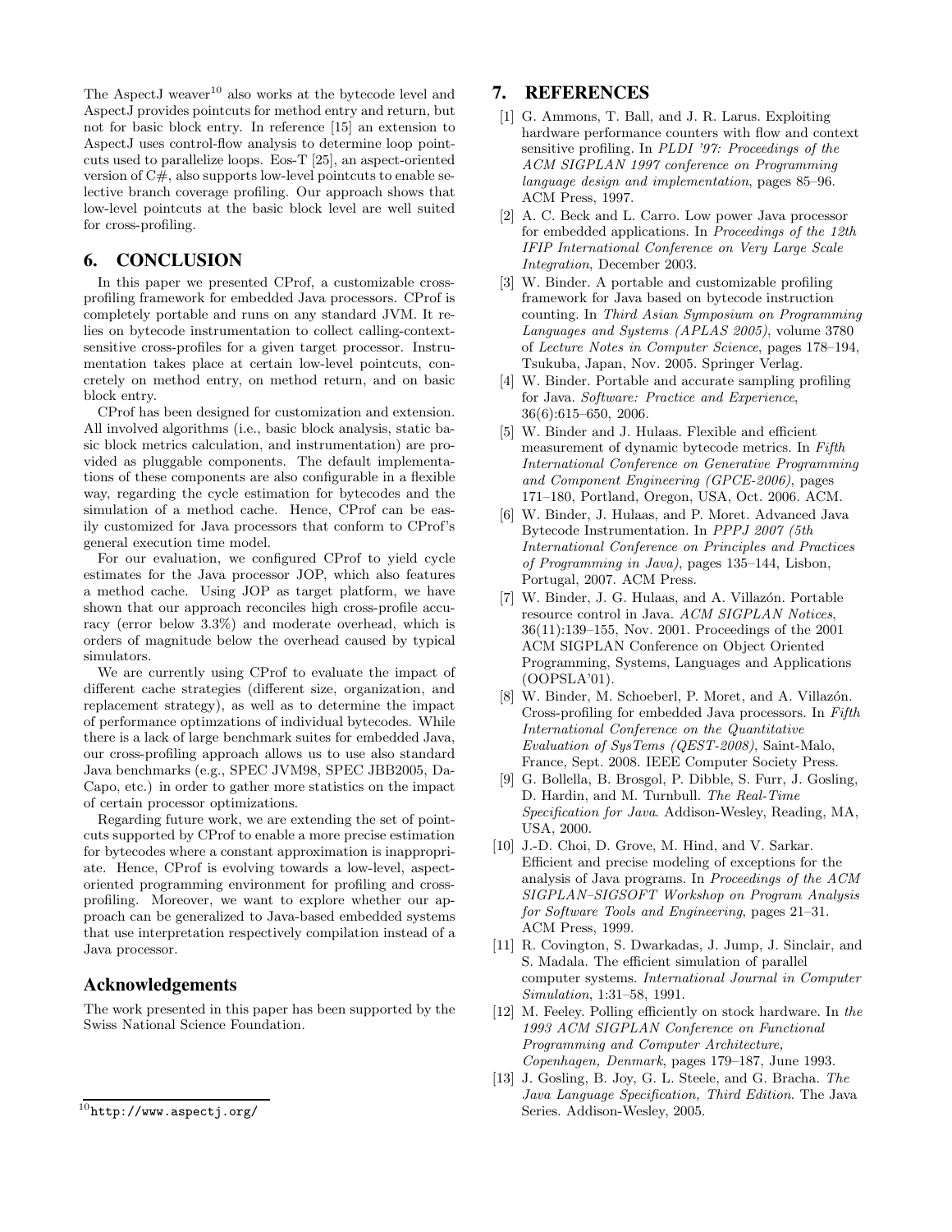The AspectJ weaver[10] also works at the bytecode level and AspectJ provides pointcuts for method entry and return, but not for basic block entry. In reference [15] an extension to AspectJ uses control-flow analysis to determine loop pointcuts used to parallelize loops. Eos-T [25], an aspect-oriented version of C#, also supports low-level pointcuts to enable selective branch coverage profiling. Our approach shows that low-level pointcuts at the basic block level are well suited for cross-profiling.

## 6. CONCLUSION

In this paper we presented CProf, a customizable cross-profiling framework for embedded Java processors. CProf is completely portable and runs on any standard JVM. It relies on bytecode instrumentation to collect calling-context-sensitive cross-profiles for a given target processor. Instrumentation takes place at certain low-level pointcuts, concretely on method entry, on method return, and on basic block entry.

CProf has been designed for customization and extension. All involved algorithms (i.e., basic block analysis, static basic block metrics calculation, and instrumentation) are provided as pluggable components. The default implementations of these components are also configurable in a flexible way, regarding the cycle estimation for bytecodes and the simulation of a method cache. Hence, CProf can be easily customized for Java processors that conform to CProf's general execution time model.

For our evaluation, we configured CProf to yield cycle estimates for the Java processor JOP, which also features a method cache. Using JOP as target platform, we have shown that our approach reconciles high cross-profile accuracy (error below 3.3%) and moderate overhead, which is orders of magnitude below the overhead caused by typical simulators.

We are currently using CProf to evaluate the impact of different cache strategies (different size, organization, and replacement strategy), as well as to determine the impact of performance optimzations of individual bytecodes. While there is a lack of large benchmark suites for embedded Java, our cross-profiling approach allows us to use also standard Java benchmarks (e.g., SPEC JVM98, SPEC JBB2005, DaCapo, etc.) in order to gather more statistics on the impact of certain processor optimizations.

Regarding future work, we are extending the set of pointcuts supported by CProf to enable a more precise estimation for bytecodes where a constant approximation is inappropriate. Hence, CProf is evolving towards a low-level, aspect-oriented programming environment for profiling and cross-profiling. Moreover, we want to explore whether our approach can be generalized to Java-based embedded systems that use interpretation respectively compilation instead of a Java processor.

### Acknowledgements

The work presented in this paper has been supported by the Swiss National Science Foundation.

[10] `http://www.aspectj.org/`

## 7. REFERENCES

[1] G. Ammons, T. Ball, and J. R. Larus. Exploiting hardware performance counters with flow and context sensitive profiling. In *PLDI '97: Proceedings of the ACM SIGPLAN 1997 conference on Programming language design and implementation*, pages 85–96. ACM Press, 1997.

[2] A. C. Beck and L. Carro. Low power Java processor for embedded applications. In *Proceedings of the 12th IFIP International Conference on Very Large Scale Integration*, December 2003.

[3] W. Binder. A portable and customizable profiling framework for Java based on bytecode instruction counting. In *Third Asian Symposium on Programming Languages and Systems (APLAS 2005)*, volume 3780 of *Lecture Notes in Computer Science*, pages 178–194, Tsukuba, Japan, Nov. 2005. Springer Verlag.

[4] W. Binder. Portable and accurate sampling profiling for Java. *Software: Practice and Experience*, 36(6):615–650, 2006.

[5] W. Binder and J. Hulaas. Flexible and efficient measurement of dynamic bytecode metrics. In *Fifth International Conference on Generative Programming and Component Engineering (GPCE-2006)*, pages 171–180, Portland, Oregon, USA, Oct. 2006. ACM.

[6] W. Binder, J. Hulaas, and P. Moret. Advanced Java Bytecode Instrumentation. In *PPPJ 2007 (5th International Conference on Principles and Practices of Programming in Java)*, pages 135–144, Lisbon, Portugal, 2007. ACM Press.

[7] W. Binder, J. G. Hulaas, and A. Villazón. Portable resource control in Java. *ACM SIGPLAN Notices*, 36(11):139–155, Nov. 2001. Proceedings of the 2001 ACM SIGPLAN Conference on Object Oriented Programming, Systems, Languages and Applications (OOPSLA'01).

[8] W. Binder, M. Schoeberl, P. Moret, and A. Villazón. Cross-profiling for embedded Java processors. In *Fifth International Conference on the Quantitative Evaluation of SysTems (QEST-2008)*, Saint-Malo, France, Sept. 2008. IEEE Computer Society Press.

[9] G. Bollella, B. Brosgol, P. Dibble, S. Furr, J. Gosling, D. Hardin, and M. Turnbull. *The Real-Time Specification for Java*. Addison-Wesley, Reading, MA, USA, 2000.

[10] J.-D. Choi, D. Grove, M. Hind, and V. Sarkar. Efficient and precise modeling of exceptions for the analysis of Java programs. In *Proceedings of the ACM SIGPLAN–SIGSOFT Workshop on Program Analysis for Software Tools and Engineering*, pages 21–31. ACM Press, 1999.

[11] R. Covington, S. Dwarkadas, J. Jump, J. Sinclair, and S. Madala. The efficient simulation of parallel computer systems. *International Journal in Computer Simulation*, 1:31–58, 1991.

[12] M. Feeley. Polling efficiently on stock hardware. In *the 1993 ACM SIGPLAN Conference on Functional Programming and Computer Architecture, Copenhagen, Denmark*, pages 179–187, June 1993.

[13] J. Gosling, B. Joy, G. L. Steele, and G. Bracha. *The Java Language Specification, Third Edition*. The Java Series. Addison-Wesley, 2005.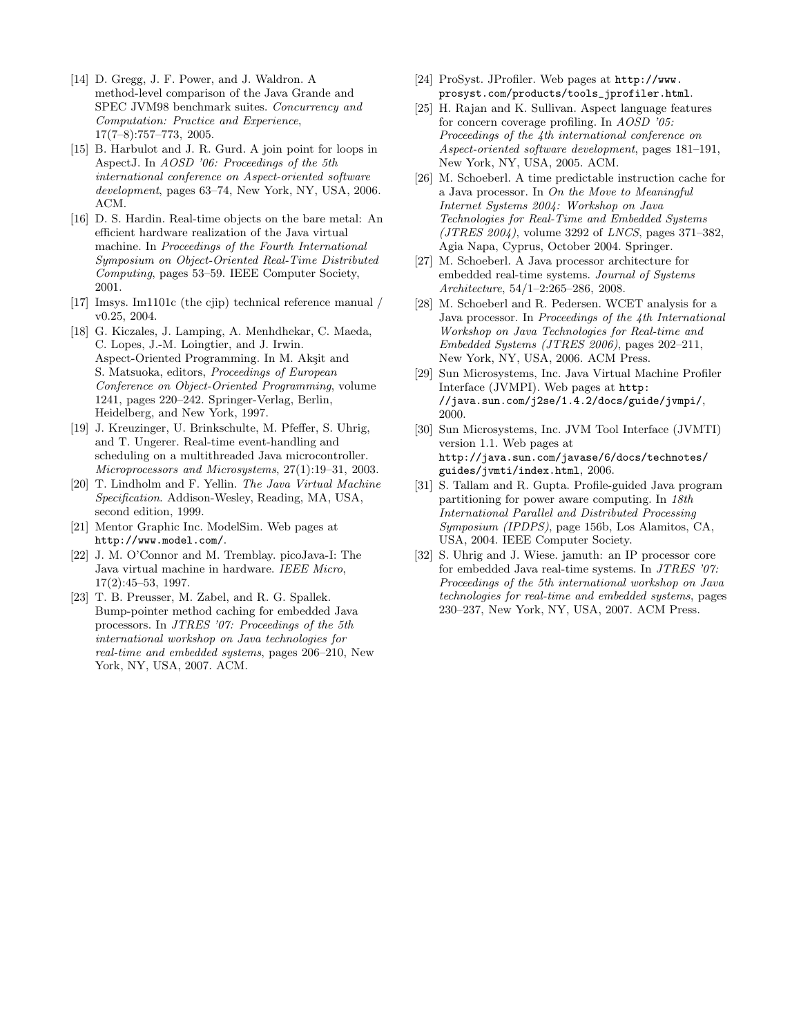[14] D. Gregg, J. F. Power, and J. Waldron. A method-level comparison of the Java Grande and SPEC JVM98 benchmark suites. *Concurrency and Computation: Practice and Experience*, 17(7–8):757–773, 2005.

[15] B. Harbulot and J. R. Gurd. A join point for loops in AspectJ. In *AOSD '06: Proceedings of the 5th international conference on Aspect-oriented software development*, pages 63–74, New York, NY, USA, 2006. ACM.

[16] D. S. Hardin. Real-time objects on the bare metal: An efficient hardware realization of the Java virtual machine. In *Proceedings of the Fourth International Symposium on Object-Oriented Real-Time Distributed Computing*, pages 53–59. IEEE Computer Society, 2001.

[17] Imsys. Im1101c (the cjip) technical reference manual / v0.25, 2004.

[18] G. Kiczales, J. Lamping, A. Menhdhekar, C. Maeda, C. Lopes, J.-M. Loingtier, and J. Irwin. Aspect-Oriented Programming. In M. Akşit and S. Matsuoka, editors, *Proceedings of European Conference on Object-Oriented Programming*, volume 1241, pages 220–242. Springer-Verlag, Berlin, Heidelberg, and New York, 1997.

[19] J. Kreuzinger, U. Brinkschulte, M. Pfeffer, S. Uhrig, and T. Ungerer. Real-time event-handling and scheduling on a multithreaded Java microcontroller. *Microprocessors and Microsystems*, 27(1):19–31, 2003.

[20] T. Lindholm and F. Yellin. *The Java Virtual Machine Specification*. Addison-Wesley, Reading, MA, USA, second edition, 1999.

[21] Mentor Graphic Inc. ModelSim. Web pages at http://www.model.com/.

[22] J. M. O'Connor and M. Tremblay. picoJava-I: The Java virtual machine in hardware. *IEEE Micro*, 17(2):45–53, 1997.

[23] T. B. Preusser, M. Zabel, and R. G. Spallek. Bump-pointer method caching for embedded Java processors. In *JTRES '07: Proceedings of the 5th international workshop on Java technologies for real-time and embedded systems*, pages 206–210, New York, NY, USA, 2007. ACM.

[24] ProSyst. JProfiler. Web pages at http://www.prosyst.com/products/tools_jprofiler.html.

[25] H. Rajan and K. Sullivan. Aspect language features for concern coverage profiling. In *AOSD '05: Proceedings of the 4th international conference on Aspect-oriented software development*, pages 181–191, New York, NY, USA, 2005. ACM.

[26] M. Schoeberl. A time predictable instruction cache for a Java processor. In *On the Move to Meaningful Internet Systems 2004: Workshop on Java Technologies for Real-Time and Embedded Systems (JTRES 2004)*, volume 3292 of *LNCS*, pages 371–382, Agia Napa, Cyprus, October 2004. Springer.

[27] M. Schoeberl. A Java processor architecture for embedded real-time systems. *Journal of Systems Architecture*, 54/1–2:265–286, 2008.

[28] M. Schoeberl and R. Pedersen. WCET analysis for a Java processor. In *Proceedings of the 4th International Workshop on Java Technologies for Real-time and Embedded Systems (JTRES 2006)*, pages 202–211, New York, NY, USA, 2006. ACM Press.

[29] Sun Microsystems, Inc. Java Virtual Machine Profiler Interface (JVMPI). Web pages at http://java.sun.com/j2se/1.4.2/docs/guide/jvmpi/, 2000.

[30] Sun Microsystems, Inc. JVM Tool Interface (JVMTI) version 1.1. Web pages at http://java.sun.com/javase/6/docs/technotes/guides/jvmti/index.html, 2006.

[31] S. Tallam and R. Gupta. Profile-guided Java program partitioning for power aware computing. In *18th International Parallel and Distributed Processing Symposium (IPDPS)*, page 156b, Los Alamitos, CA, USA, 2004. IEEE Computer Society.

[32] S. Uhrig and J. Wiese. jamuth: an IP processor core for embedded Java real-time systems. In *JTRES '07: Proceedings of the 5th international workshop on Java technologies for real-time and embedded systems*, pages 230–237, New York, NY, USA, 2007. ACM Press.